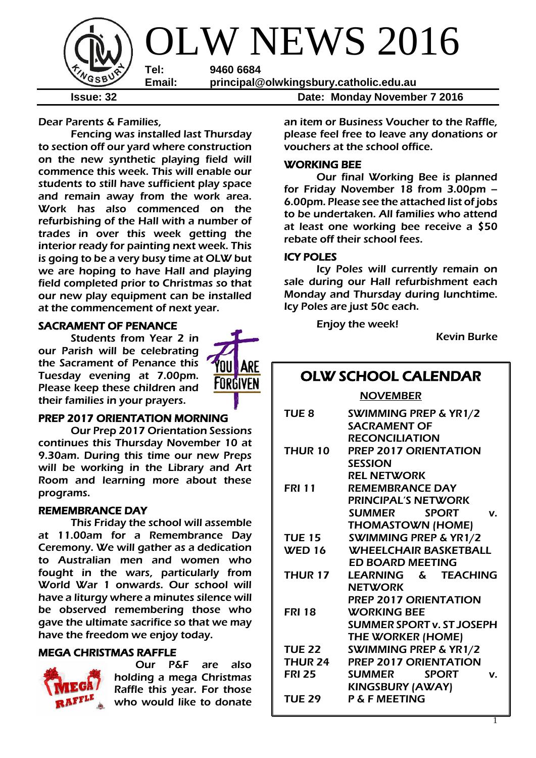# OLW NEWS 2016

**Tel:** 9460 6684
**Email:** principal@olwkingsbury.catholic.edu.au

**Issue: 32** **Date: Monday November 7 2016**

Dear Parents & Families,

Fencing was installed last Thursday to section off our yard where construction on the new synthetic playing field will commence this week. This will enable our students to still have sufficient play space and remain away from the work area. Work has also commenced on the refurbishing of the Hall with a number of trades in over this week getting the interior ready for painting next week. This is going to be a very busy time at OLW but we are hoping to have Hall and playing field completed prior to Christmas so that our new play equipment can be installed at the commencement of next year.

## SACRAMENT OF PENANCE

Students from Year 2 in our Parish will be celebrating the Sacrament of Penance this Tuesday evening at 7.00pm. Please keep these children and their families in your prayers.

## PREP 2017 ORIENTATION MORNING

Our Prep 2017 Orientation Sessions continues this Thursday November 10 at 9.30am. During this time our new Preps will be working in the Library and Art Room and learning more about these programs.

## REMEMBRANCE DAY

This Friday the school will assemble at 11.00am for a Remembrance Day Ceremony. We will gather as a dedication to Australian men and women who fought in the wars, particularly from World War 1 onwards. Our school will have a liturgy where a minutes silence will be observed remembering those who gave the ultimate sacrifice so that we may have the freedom we enjoy today.

## MEGA CHRISTMAS RAFFLE

Our P&F are also holding a mega Christmas Raffle this year. For those who would like to donate an item or Business Voucher to the Raffle, please feel free to leave any donations or vouchers at the school office.

## WORKING BEE

Our final Working Bee is planned for Friday November 18 from 3.00pm – 6.00pm. Please see the attached list of jobs to be undertaken. All families who attend at least one working bee receive a $50 rebate off their school fees.

## ICY POLES

Icy Poles will currently remain on sale during our Hall refurbishment each Monday and Thursday during lunchtime. Icy Poles are just 50c each.

Enjoy the week!

Kevin Burke

## OLW SCHOOL CALENDAR

**NOVEMBER**

| | |
|---|---|
| TUE 8 | SWIMMING PREP & YR1/2<br>SACRAMENT OF RECONCILIATION |
| THUR 10 | PREP 2017 ORIENTATION SESSION<br>REL NETWORK |
| FRI 11 | REMEMBRANCE DAY<br>PRINCIPAL'S NETWORK<br>SUMMER SPORT v. THOMASTOWN (HOME) |
| TUE 15 | SWIMMING PREP & YR1/2 |
| WED 16 | WHEELCHAIR BASKETBALL<br>ED BOARD MEETING |
| THUR 17 | LEARNING & TEACHING NETWORK<br>PREP 2017 ORIENTATION |
| FRI 18 | WORKING BEE<br>SUMMER SPORT v. ST JOSEPH THE WORKER (HOME) |
| TUE 22 | SWIMMING PREP & YR1/2 |
| THUR 24 | PREP 2017 ORIENTATION |
| FRI 25 | SUMMER SPORT v. KINGSBURY (AWAY) |
| TUE 29 | P & F MEETING |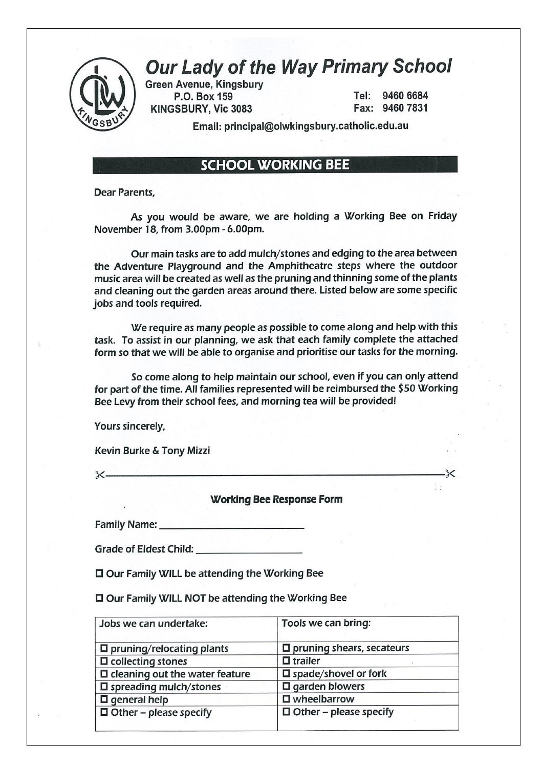# Our Lady of the Way Primary School

Green Avenue, Kingsbury
P.O. Box 159
KINGSBURY, Vic 3083

Tel: 9460 6684
Fax: 9460 7831

Email: principal@olwkingsbury.catholic.edu.au

## SCHOOL WORKING BEE

Dear Parents,

As you would be aware, we are holding a Working Bee on Friday November 18, from 3.00pm - 6.00pm.

Our main tasks are to add mulch/stones and edging to the area between the Adventure Playground and the Amphitheatre steps where the outdoor music area will be created as well as the pruning and thinning some of the plants and cleaning out the garden areas around there. Listed below are some specific jobs and tools required.

We require as many people as possible to come along and help with this task. To assist in our planning, we ask that each family complete the attached form so that we will be able to organise and prioritise our tasks for the morning.

So come along to help maintain our school, even if you can only attend for part of the time. All families represented will be reimbursed the $50 Working Bee Levy from their school fees, and morning tea will be provided!

Yours sincerely,

Kevin Burke & Tony Mizzi

✂------------------------------------------------------------✂

### Working Bee Response Form

Family Name: ____________________________

Grade of Eldest Child: ____________________

☐ Our Family WILL be attending the Working Bee

☐ Our Family WILL NOT be attending the Working Bee

| Jobs we can undertake: | Tools we can bring: |
| --- | --- |
| ☐ pruning/relocating plants | ☐ pruning shears, secateurs |
| ☐ collecting stones | ☐ trailer |
| ☐ cleaning out the water feature | ☐ spade/shovel or fork |
| ☐ spreading mulch/stones | ☐ garden blowers |
| ☐ general help | ☐ wheelbarrow |
| ☐ Other – please specify | ☐ Other – please specify |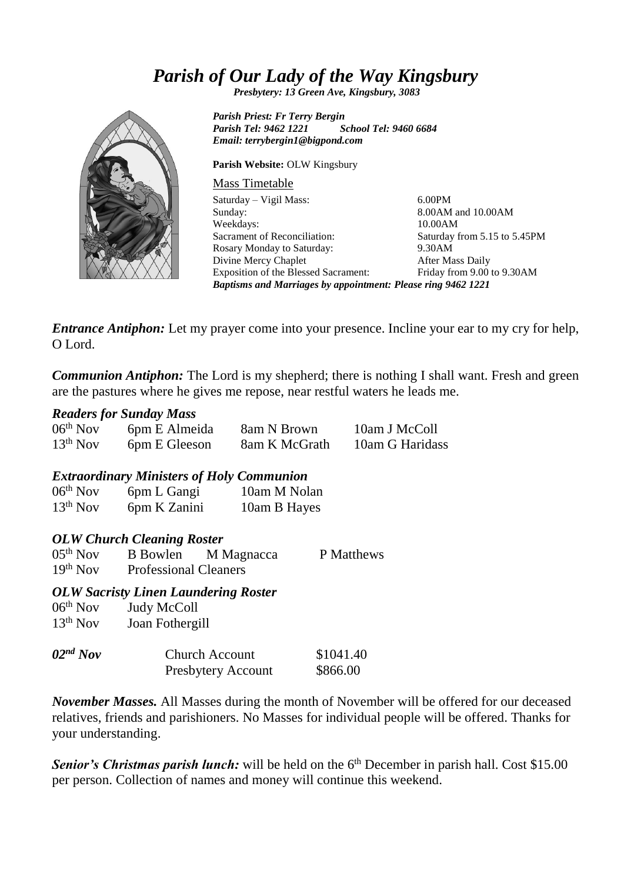# *Parish of Our Lady of the Way Kingsbury*

***Presbytery: 13 Green Ave, Kingsbury, 3083***

***Parish Priest: Fr Terry Bergin***
***Parish Tel: 9462 1221*** ***School Tel: 9460 6684***
***Email: terrybergin1@bigpond.com***

**Parish Website:** OLW Kingsbury

Mass Timetable

| | |
|---|---|
| Saturday – Vigil Mass: | 6.00PM |
| Sunday: | 8.00AM and 10.00AM |
| Weekdays: | 10.00AM |
| Sacrament of Reconciliation: | Saturday from 5.15 to 5.45PM |
| Rosary Monday to Saturday: | 9.30AM |
| Divine Mercy Chaplet | After Mass Daily |
| Exposition of the Blessed Sacrament: | Friday from 9.00 to 9.30AM |

***Baptisms and Marriages by appointment: Please ring 9462 1221***

***Entrance Antiphon:*** Let my prayer come into your presence. Incline your ear to my cry for help, O Lord.

***Communion Antiphon:*** The Lord is my shepherd; there is nothing I shall want. Fresh and green are the pastures where he gives me repose, near restful waters he leads me.

***Readers for Sunday Mass***

| | | | |
|---|---|---|---|
| 06th Nov | 6pm E Almeida | 8am N Brown | 10am J McColl |
| 13th Nov | 6pm E Gleeson | 8am K McGrath | 10am G Haridass |

***Extraordinary Ministers of Holy Communion***

| | | |
|---|---|---|
| 06th Nov | 6pm L Gangi | 10am M Nolan |
| 13th Nov | 6pm K Zanini | 10am B Hayes |

***OLW Church Cleaning Roster***

| | | | |
|---|---|---|---|
| 05th Nov | B Bowlen | M Magnacca | P Matthews |
| 19th Nov | Professional Cleaners | | |

***OLW Sacristy Linen Laundering Roster***

| | |
|---|---|
| 06th Nov | Judy McColl |
| 13th Nov | Joan Fothergill |

| | | |
|---|---|---|
| ***02nd Nov*** | Church Account | \$1041.40 |
| | Presbytery Account | \$866.00 |

***November Masses.*** All Masses during the month of November will be offered for our deceased relatives, friends and parishioners. No Masses for individual people will be offered. Thanks for your understanding.

***Senior's Christmas parish lunch:*** will be held on the 6th December in parish hall. Cost \$15.00 per person. Collection of names and money will continue this weekend.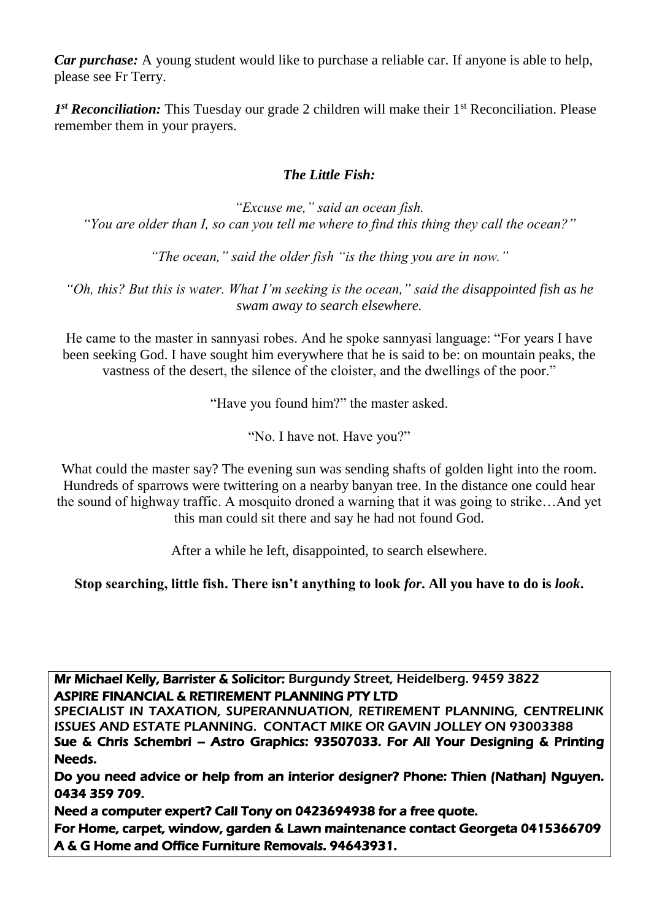***Car purchase:*** A young student would like to purchase a reliable car. If anyone is able to help, please see Fr Terry.

***1st Reconciliation:*** This Tuesday our grade 2 children will make their 1st Reconciliation. Please remember them in your prayers.

### *The Little Fish:*

*"Excuse me," said an ocean fish.*
*"You are older than I, so can you tell me where to find this thing they call the ocean?"*

*"The ocean," said the older fish "is the thing you are in now."*

*"Oh, this? But this is water. What I'm seeking is the ocean," said the disappointed fish as he swam away to search elsewhere.*

He came to the master in sannyasi robes. And he spoke sannyasi language: "For years I have been seeking God. I have sought him everywhere that he is said to be: on mountain peaks, the vastness of the desert, the silence of the cloister, and the dwellings of the poor."

"Have you found him?" the master asked.

"No. I have not. Have you?"

What could the master say? The evening sun was sending shafts of golden light into the room. Hundreds of sparrows were twittering on a nearby banyan tree. In the distance one could hear the sound of highway traffic. A mosquito droned a warning that it was going to strike…And yet this man could sit there and say he had not found God.

After a while he left, disappointed, to search elsewhere.

**Stop searching, little fish. There isn't anything to look *for*. All you have to do is *look*.**

**Mr Michael Kelly, Barrister & Solicitor:** Burgundy Street, Heidelberg. 9459 3822
**ASPIRE FINANCIAL & RETIREMENT PLANNING PTY LTD**
SPECIALIST IN TAXATION, SUPERANNUATION, RETIREMENT PLANNING, CENTRELINK ISSUES AND ESTATE PLANNING. CONTACT MIKE OR GAVIN JOLLEY ON 93003388
**Sue & Chris Schembri – Astro Graphics: 93507033. For All Your Designing & Printing Needs.**
**Do you need advice or help from an interior designer? Phone: Thien (Nathan) Nguyen. 0434 359 709.**
**Need a computer expert? Call Tony on 0423694938 for a free quote.**
**For Home, carpet, window, garden & Lawn maintenance contact Georgeta 0415366709**
**A & G Home and Office Furniture Removals. 94643931.**